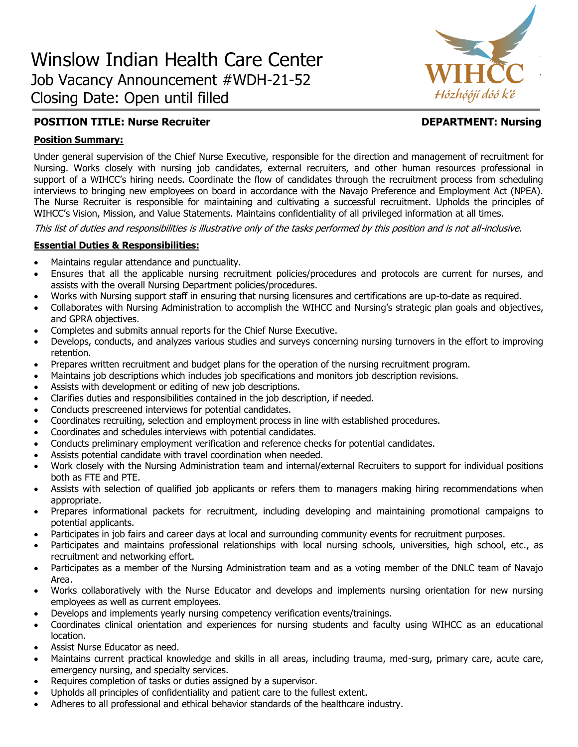# Winslow Indian Health Care Center

Job Vacancy Announcement #WDH-21-52

Closing Date: Open until filled

WIHCC

*Hózhóójí dóó k'é*

**POSITION TITLE: Nurse Recruiter** **DEPARTMENT: Nursing**

**Position Summary:**

Under general supervision of the Chief Nurse Executive, responsible for the direction and management of recruitment for Nursing. Works closely with nursing job candidates, external recruiters, and other human resources professional in support of a WIHCC's hiring needs. Coordinate the flow of candidates through the recruitment process from scheduling interviews to bringing new employees on board in accordance with the Navajo Preference and Employment Act (NPEA). The Nurse Recruiter is responsible for maintaining and cultivating a successful recruitment. Upholds the principles of WIHCC's Vision, Mission, and Value Statements. Maintains confidentiality of all privileged information at all times.

*This list of duties and responsibilities is illustrative only of the tasks performed by this position and is not all-inclusive.*

**Essential Duties & Responsibilities:**

- Maintains regular attendance and punctuality.
- Ensures that all the applicable nursing recruitment policies/procedures and protocols are current for nurses, and assists with the overall Nursing Department policies/procedures.
- Works with Nursing support staff in ensuring that nursing licensures and certifications are up-to-date as required.
- Collaborates with Nursing Administration to accomplish the WIHCC and Nursing's strategic plan goals and objectives, and GPRA objectives.
- Completes and submits annual reports for the Chief Nurse Executive.
- Develops, conducts, and analyzes various studies and surveys concerning nursing turnovers in the effort to improving retention.
- Prepares written recruitment and budget plans for the operation of the nursing recruitment program.
- Maintains job descriptions which includes job specifications and monitors job description revisions.
- Assists with development or editing of new job descriptions.
- Clarifies duties and responsibilities contained in the job description, if needed.
- Conducts prescreened interviews for potential candidates.
- Coordinates recruiting, selection and employment process in line with established procedures.
- Coordinates and schedules interviews with potential candidates.
- Conducts preliminary employment verification and reference checks for potential candidates.
- Assists potential candidate with travel coordination when needed.
- Work closely with the Nursing Administration team and internal/external Recruiters to support for individual positions both as FTE and PTE.
- Assists with selection of qualified job applicants or refers them to managers making hiring recommendations when appropriate.
- Prepares informational packets for recruitment, including developing and maintaining promotional campaigns to potential applicants.
- Participates in job fairs and career days at local and surrounding community events for recruitment purposes.
- Participates and maintains professional relationships with local nursing schools, universities, high school, etc., as recruitment and networking effort.
- Participates as a member of the Nursing Administration team and as a voting member of the DNLC team of Navajo Area.
- Works collaboratively with the Nurse Educator and develops and implements nursing orientation for new nursing employees as well as current employees.
- Develops and implements yearly nursing competency verification events/trainings.
- Coordinates clinical orientation and experiences for nursing students and faculty using WIHCC as an educational location.
- Assist Nurse Educator as need.
- Maintains current practical knowledge and skills in all areas, including trauma, med-surg, primary care, acute care, emergency nursing, and specialty services.
- Requires completion of tasks or duties assigned by a supervisor.
- Upholds all principles of confidentiality and patient care to the fullest extent.
- Adheres to all professional and ethical behavior standards of the healthcare industry.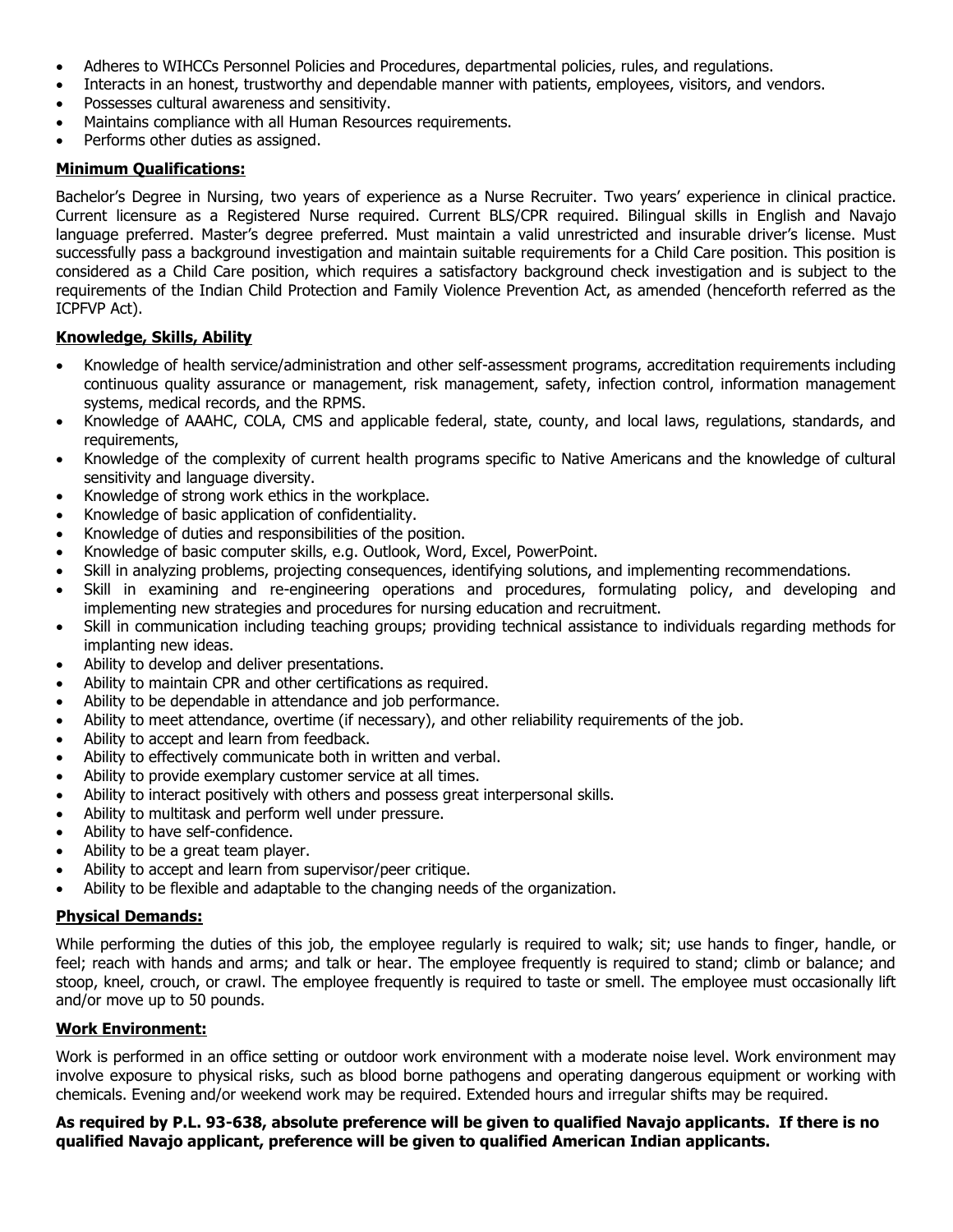- Adheres to WIHCCs Personnel Policies and Procedures, departmental policies, rules, and regulations.
- Interacts in an honest, trustworthy and dependable manner with patients, employees, visitors, and vendors.
- Possesses cultural awareness and sensitivity.
- Maintains compliance with all Human Resources requirements.
- Performs other duties as assigned.

**Minimum Qualifications:**

Bachelor's Degree in Nursing, two years of experience as a Nurse Recruiter. Two years' experience in clinical practice. Current licensure as a Registered Nurse required. Current BLS/CPR required. Bilingual skills in English and Navajo language preferred. Master's degree preferred. Must maintain a valid unrestricted and insurable driver's license. Must successfully pass a background investigation and maintain suitable requirements for a Child Care position. This position is considered as a Child Care position, which requires a satisfactory background check investigation and is subject to the requirements of the Indian Child Protection and Family Violence Prevention Act, as amended (henceforth referred as the ICPFVP Act).

**Knowledge, Skills, Ability**

- Knowledge of health service/administration and other self-assessment programs, accreditation requirements including continuous quality assurance or management, risk management, safety, infection control, information management systems, medical records, and the RPMS.
- Knowledge of AAAHC, COLA, CMS and applicable federal, state, county, and local laws, regulations, standards, and requirements,
- Knowledge of the complexity of current health programs specific to Native Americans and the knowledge of cultural sensitivity and language diversity.
- Knowledge of strong work ethics in the workplace.
- Knowledge of basic application of confidentiality.
- Knowledge of duties and responsibilities of the position.
- Knowledge of basic computer skills, e.g. Outlook, Word, Excel, PowerPoint.
- Skill in analyzing problems, projecting consequences, identifying solutions, and implementing recommendations.
- Skill in examining and re-engineering operations and procedures, formulating policy, and developing and implementing new strategies and procedures for nursing education and recruitment.
- Skill in communication including teaching groups; providing technical assistance to individuals regarding methods for implanting new ideas.
- Ability to develop and deliver presentations.
- Ability to maintain CPR and other certifications as required.
- Ability to be dependable in attendance and job performance.
- Ability to meet attendance, overtime (if necessary), and other reliability requirements of the job.
- Ability to accept and learn from feedback.
- Ability to effectively communicate both in written and verbal.
- Ability to provide exemplary customer service at all times.
- Ability to interact positively with others and possess great interpersonal skills.
- Ability to multitask and perform well under pressure.
- Ability to have self-confidence.
- Ability to be a great team player.
- Ability to accept and learn from supervisor/peer critique.
- Ability to be flexible and adaptable to the changing needs of the organization.

**Physical Demands:**

While performing the duties of this job, the employee regularly is required to walk; sit; use hands to finger, handle, or feel; reach with hands and arms; and talk or hear. The employee frequently is required to stand; climb or balance; and stoop, kneel, crouch, or crawl. The employee frequently is required to taste or smell. The employee must occasionally lift and/or move up to 50 pounds.

**Work Environment:**

Work is performed in an office setting or outdoor work environment with a moderate noise level. Work environment may involve exposure to physical risks, such as blood borne pathogens and operating dangerous equipment or working with chemicals. Evening and/or weekend work may be required. Extended hours and irregular shifts may be required.

**As required by P.L. 93-638, absolute preference will be given to qualified Navajo applicants. If there is no qualified Navajo applicant, preference will be given to qualified American Indian applicants.**